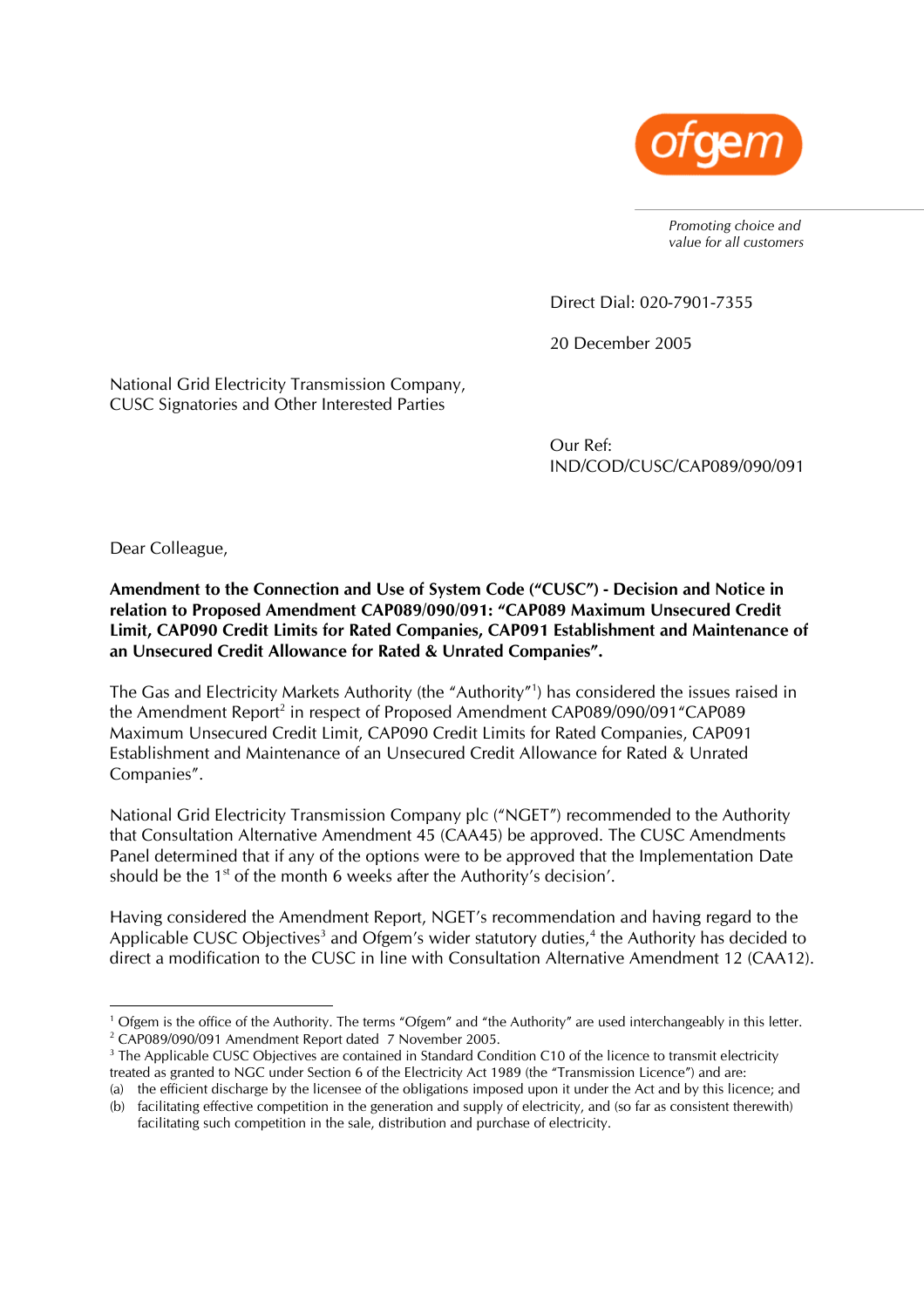ofgem

*Promoting choice and value for all customers*

Direct Dial: 020-7901-7355

20 December 2005

National Grid Electricity Transmission Company,
CUSC Signatories and Other Interested Parties

Our Ref:
IND/COD/CUSC/CAP089/090/091

Dear Colleague,

**Amendment to the Connection and Use of System Code ("CUSC") - Decision and Notice in relation to Proposed Amendment CAP089/090/091: "CAP089 Maximum Unsecured Credit Limit, CAP090 Credit Limits for Rated Companies, CAP091 Establishment and Maintenance of an Unsecured Credit Allowance for Rated & Unrated Companies".**

The Gas and Electricity Markets Authority (the "Authority"[1]) has considered the issues raised in the Amendment Report[2] in respect of Proposed Amendment CAP089/090/091"CAP089 Maximum Unsecured Credit Limit, CAP090 Credit Limits for Rated Companies, CAP091 Establishment and Maintenance of an Unsecured Credit Allowance for Rated & Unrated Companies".

National Grid Electricity Transmission Company plc ("NGET") recommended to the Authority that Consultation Alternative Amendment 45 (CAA45) be approved. The CUSC Amendments Panel determined that if any of the options were to be approved that the Implementation Date should be the 1st of the month 6 weeks after the Authority's decision'.

Having considered the Amendment Report, NGET's recommendation and having regard to the Applicable CUSC Objectives[3] and Ofgem's wider statutory duties,[4] the Authority has decided to direct a modification to the CUSC in line with Consultation Alternative Amendment 12 (CAA12).

---

[1] Ofgem is the office of the Authority. The terms "Ofgem" and "the Authority" are used interchangeably in this letter.

[2] CAP089/090/091 Amendment Report dated 7 November 2005.

[3] The Applicable CUSC Objectives are contained in Standard Condition C10 of the licence to transmit electricity treated as granted to NGC under Section 6 of the Electricity Act 1989 (the "Transmission Licence") and are:

(a) the efficient discharge by the licensee of the obligations imposed upon it under the Act and by this licence; and

(b) facilitating effective competition in the generation and supply of electricity, and (so far as consistent therewith) facilitating such competition in the sale, distribution and purchase of electricity.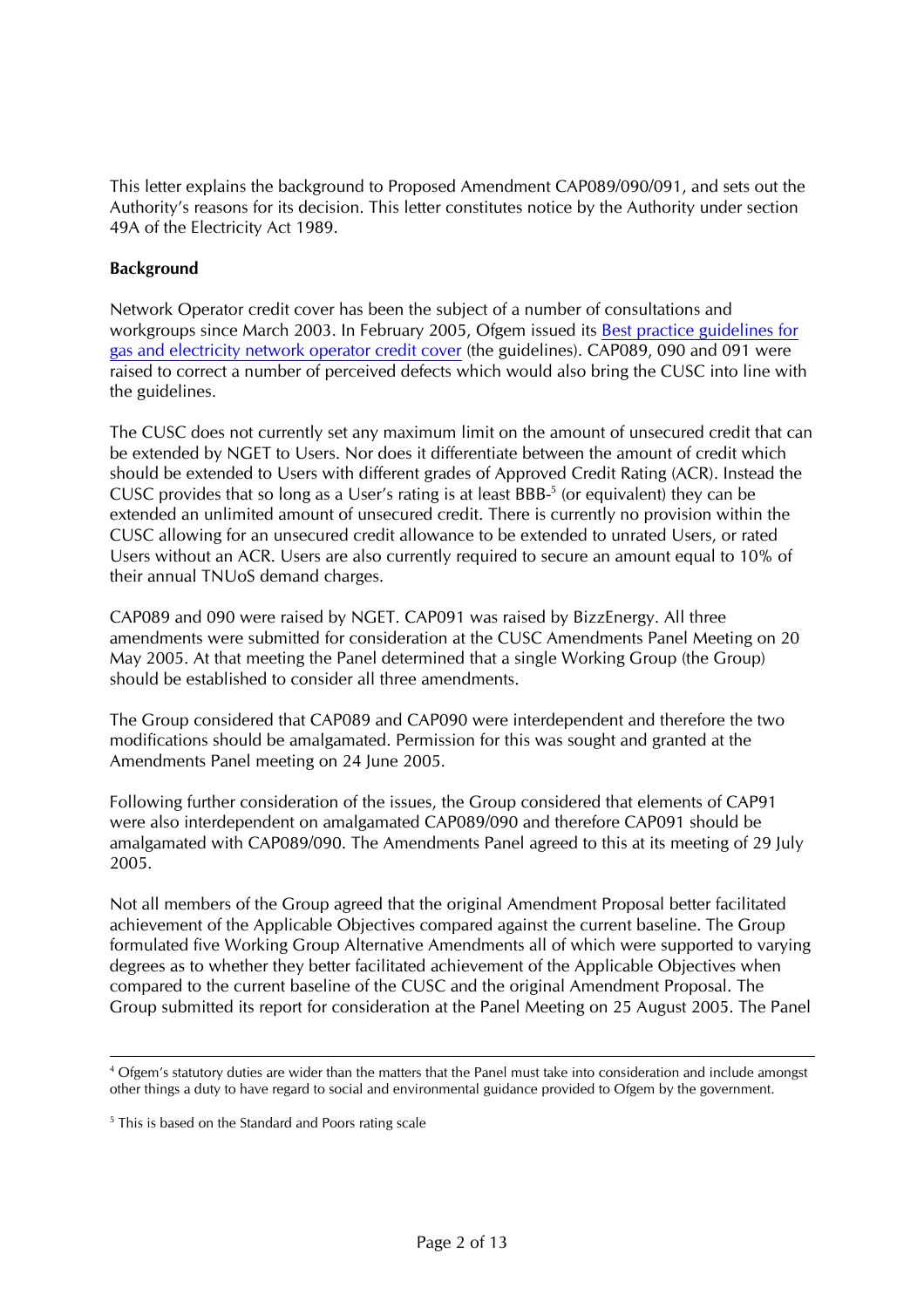This letter explains the background to Proposed Amendment CAP089/090/091, and sets out the Authority's reasons for its decision. This letter constitutes notice by the Authority under section 49A of the Electricity Act 1989.

**Background**

Network Operator credit cover has been the subject of a number of consultations and workgroups since March 2003. In February 2005, Ofgem issued its Best practice guidelines for gas and electricity network operator credit cover (the guidelines). CAP089, 090 and 091 were raised to correct a number of perceived defects which would also bring the CUSC into line with the guidelines.

The CUSC does not currently set any maximum limit on the amount of unsecured credit that can be extended by NGET to Users. Nor does it differentiate between the amount of credit which should be extended to Users with different grades of Approved Credit Rating (ACR). Instead the CUSC provides that so long as a User's rating is at least BBB-[5] (or equivalent) they can be extended an unlimited amount of unsecured credit. There is currently no provision within the CUSC allowing for an unsecured credit allowance to be extended to unrated Users, or rated Users without an ACR. Users are also currently required to secure an amount equal to 10% of their annual TNUoS demand charges.

CAP089 and 090 were raised by NGET. CAP091 was raised by BizzEnergy. All three amendments were submitted for consideration at the CUSC Amendments Panel Meeting on 20 May 2005. At that meeting the Panel determined that a single Working Group (the Group) should be established to consider all three amendments.

The Group considered that CAP089 and CAP090 were interdependent and therefore the two modifications should be amalgamated. Permission for this was sought and granted at the Amendments Panel meeting on 24 June 2005.

Following further consideration of the issues, the Group considered that elements of CAP91 were also interdependent on amalgamated CAP089/090 and therefore CAP091 should be amalgamated with CAP089/090. The Amendments Panel agreed to this at its meeting of 29 July 2005.

Not all members of the Group agreed that the original Amendment Proposal better facilitated achievement of the Applicable Objectives compared against the current baseline. The Group formulated five Working Group Alternative Amendments all of which were supported to varying degrees as to whether they better facilitated achievement of the Applicable Objectives when compared to the current baseline of the CUSC and the original Amendment Proposal. The Group submitted its report for consideration at the Panel Meeting on 25 August 2005. The Panel

---

[4] Ofgem's statutory duties are wider than the matters that the Panel must take into consideration and include amongst other things a duty to have regard to social and environmental guidance provided to Ofgem by the government.

[5] This is based on the Standard and Poors rating scale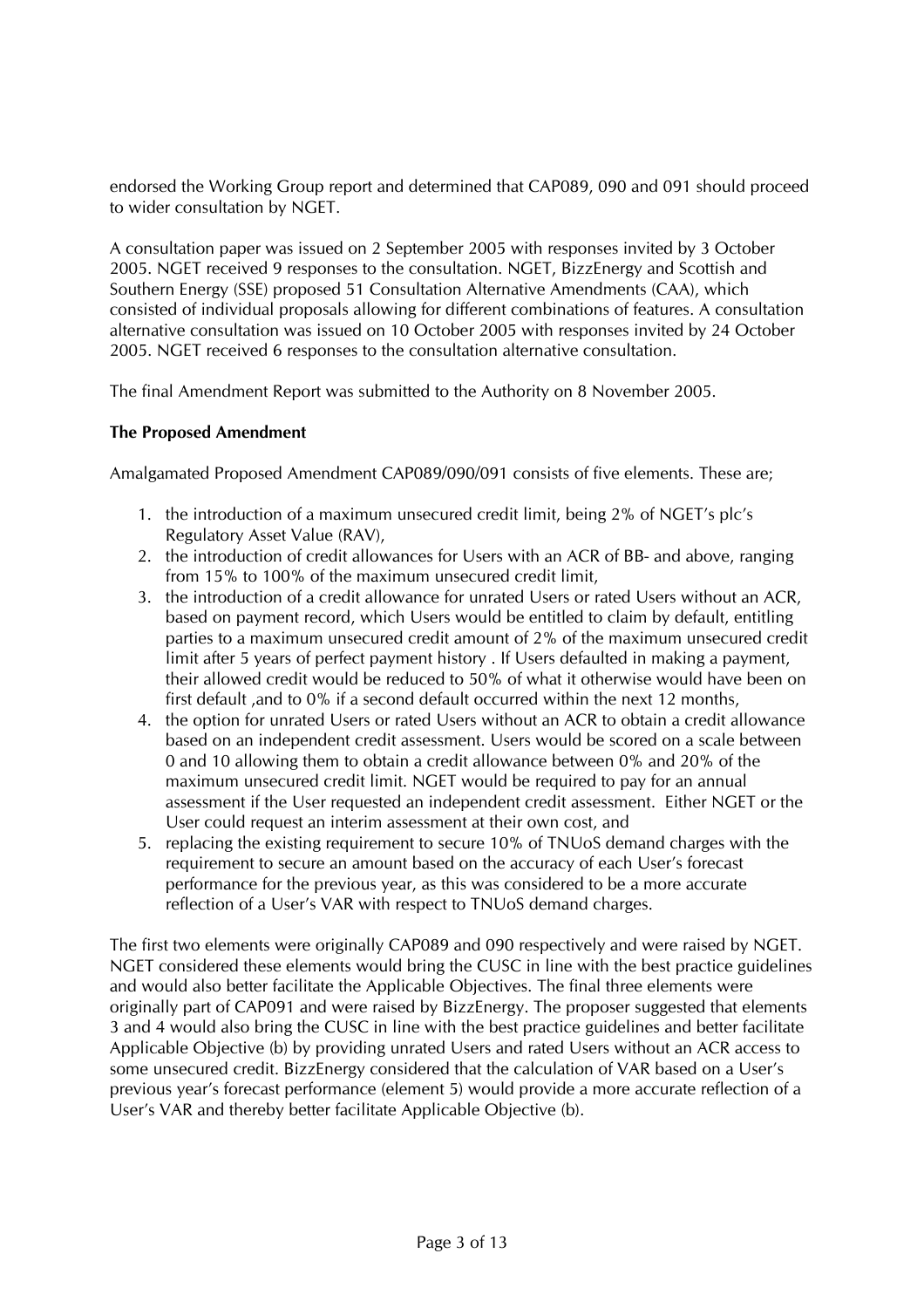endorsed the Working Group report and determined that CAP089, 090 and 091 should proceed to wider consultation by NGET.

A consultation paper was issued on 2 September 2005 with responses invited by 3 October 2005. NGET received 9 responses to the consultation. NGET, BizzEnergy and Scottish and Southern Energy (SSE) proposed 51 Consultation Alternative Amendments (CAA), which consisted of individual proposals allowing for different combinations of features. A consultation alternative consultation was issued on 10 October 2005 with responses invited by 24 October 2005. NGET received 6 responses to the consultation alternative consultation.

The final Amendment Report was submitted to the Authority on 8 November 2005.

**The Proposed Amendment**

Amalgamated Proposed Amendment CAP089/090/091 consists of five elements. These are;

1. the introduction of a maximum unsecured credit limit, being 2% of NGET's plc's Regulatory Asset Value (RAV),
2. the introduction of credit allowances for Users with an ACR of BB- and above, ranging from 15% to 100% of the maximum unsecured credit limit,
3. the introduction of a credit allowance for unrated Users or rated Users without an ACR, based on payment record, which Users would be entitled to claim by default, entitling parties to a maximum unsecured credit amount of 2% of the maximum unsecured credit limit after 5 years of perfect payment history . If Users defaulted in making a payment, their allowed credit would be reduced to 50% of what it otherwise would have been on first default ,and to 0% if a second default occurred within the next 12 months,
4. the option for unrated Users or rated Users without an ACR to obtain a credit allowance based on an independent credit assessment. Users would be scored on a scale between 0 and 10 allowing them to obtain a credit allowance between 0% and 20% of the maximum unsecured credit limit. NGET would be required to pay for an annual assessment if the User requested an independent credit assessment. Either NGET or the User could request an interim assessment at their own cost, and
5. replacing the existing requirement to secure 10% of TNUoS demand charges with the requirement to secure an amount based on the accuracy of each User's forecast performance for the previous year, as this was considered to be a more accurate reflection of a User's VAR with respect to TNUoS demand charges.

The first two elements were originally CAP089 and 090 respectively and were raised by NGET. NGET considered these elements would bring the CUSC in line with the best practice guidelines and would also better facilitate the Applicable Objectives. The final three elements were originally part of CAP091 and were raised by BizzEnergy. The proposer suggested that elements 3 and 4 would also bring the CUSC in line with the best practice guidelines and better facilitate Applicable Objective (b) by providing unrated Users and rated Users without an ACR access to some unsecured credit. BizzEnergy considered that the calculation of VAR based on a User's previous year's forecast performance (element 5) would provide a more accurate reflection of a User's VAR and thereby better facilitate Applicable Objective (b).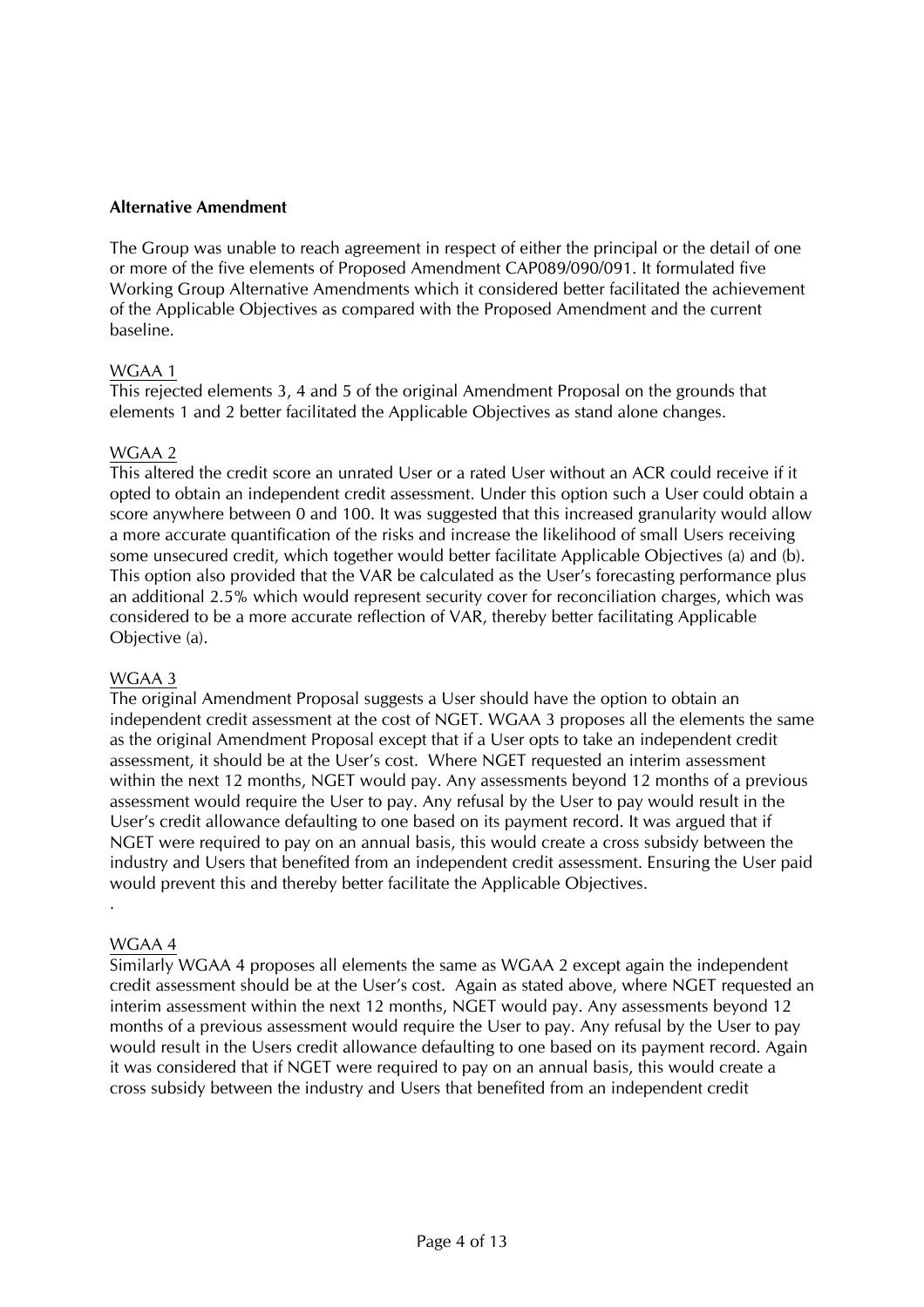**Alternative Amendment**

The Group was unable to reach agreement in respect of either the principal or the detail of one or more of the five elements of Proposed Amendment CAP089/090/091. It formulated five Working Group Alternative Amendments which it considered better facilitated the achievement of the Applicable Objectives as compared with the Proposed Amendment and the current baseline.

<u>WGAA 1</u>

This rejected elements 3, 4 and 5 of the original Amendment Proposal on the grounds that elements 1 and 2 better facilitated the Applicable Objectives as stand alone changes.

<u>WGAA 2</u>

This altered the credit score an unrated User or a rated User without an ACR could receive if it opted to obtain an independent credit assessment. Under this option such a User could obtain a score anywhere between 0 and 100. It was suggested that this increased granularity would allow a more accurate quantification of the risks and increase the likelihood of small Users receiving some unsecured credit, which together would better facilitate Applicable Objectives (a) and (b). This option also provided that the VAR be calculated as the User's forecasting performance plus an additional 2.5% which would represent security cover for reconciliation charges, which was considered to be a more accurate reflection of VAR, thereby better facilitating Applicable Objective (a).

<u>WGAA 3</u>

The original Amendment Proposal suggests a User should have the option to obtain an independent credit assessment at the cost of NGET. WGAA 3 proposes all the elements the same as the original Amendment Proposal except that if a User opts to take an independent credit assessment, it should be at the User's cost. Where NGET requested an interim assessment within the next 12 months, NGET would pay. Any assessments beyond 12 months of a previous assessment would require the User to pay. Any refusal by the User to pay would result in the User's credit allowance defaulting to one based on its payment record. It was argued that if NGET were required to pay on an annual basis, this would create a cross subsidy between the industry and Users that benefited from an independent credit assessment. Ensuring the User paid would prevent this and thereby better facilitate the Applicable Objectives.

.

<u>WGAA 4</u>

Similarly WGAA 4 proposes all elements the same as WGAA 2 except again the independent credit assessment should be at the User's cost. Again as stated above, where NGET requested an interim assessment within the next 12 months, NGET would pay. Any assessments beyond 12 months of a previous assessment would require the User to pay. Any refusal by the User to pay would result in the Users credit allowance defaulting to one based on its payment record. Again it was considered that if NGET were required to pay on an annual basis, this would create a cross subsidy between the industry and Users that benefited from an independent credit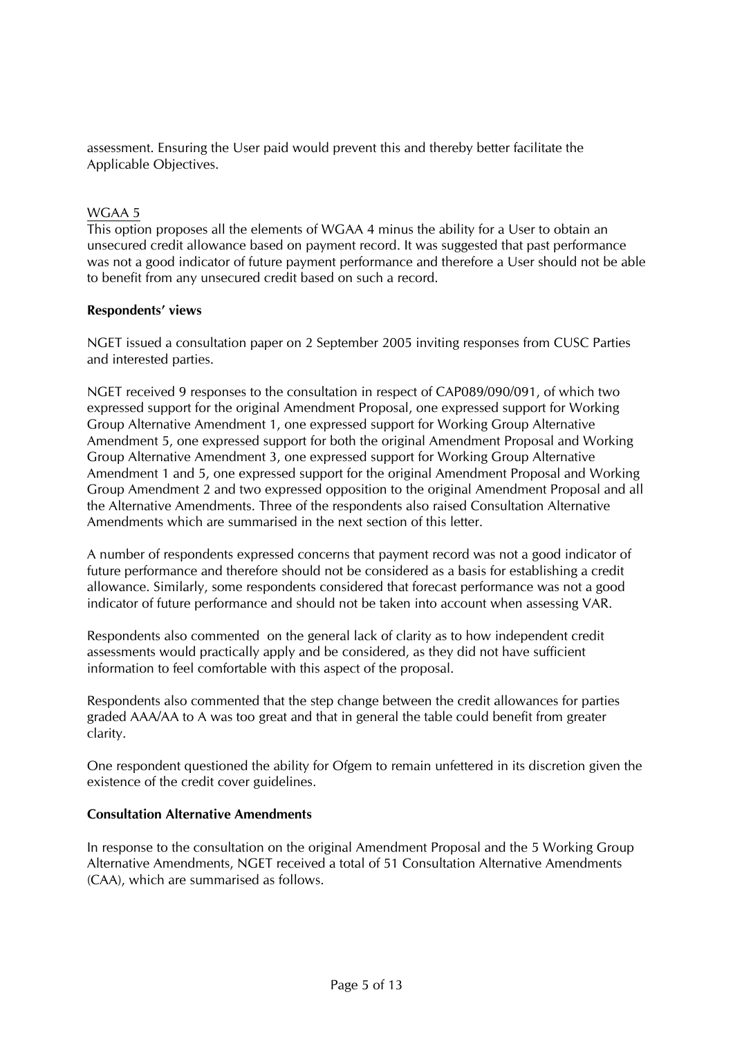assessment. Ensuring the User paid would prevent this and thereby better facilitate the Applicable Objectives.

WGAA 5

This option proposes all the elements of WGAA 4 minus the ability for a User to obtain an unsecured credit allowance based on payment record. It was suggested that past performance was not a good indicator of future payment performance and therefore a User should not be able to benefit from any unsecured credit based on such a record.

**Respondents' views**

NGET issued a consultation paper on 2 September 2005 inviting responses from CUSC Parties and interested parties.

NGET received 9 responses to the consultation in respect of CAP089/090/091, of which two expressed support for the original Amendment Proposal, one expressed support for Working Group Alternative Amendment 1, one expressed support for Working Group Alternative Amendment 5, one expressed support for both the original Amendment Proposal and Working Group Alternative Amendment 3, one expressed support for Working Group Alternative Amendment 1 and 5, one expressed support for the original Amendment Proposal and Working Group Amendment 2 and two expressed opposition to the original Amendment Proposal and all the Alternative Amendments. Three of the respondents also raised Consultation Alternative Amendments which are summarised in the next section of this letter.

A number of respondents expressed concerns that payment record was not a good indicator of future performance and therefore should not be considered as a basis for establishing a credit allowance. Similarly, some respondents considered that forecast performance was not a good indicator of future performance and should not be taken into account when assessing VAR.

Respondents also commented on the general lack of clarity as to how independent credit assessments would practically apply and be considered, as they did not have sufficient information to feel comfortable with this aspect of the proposal.

Respondents also commented that the step change between the credit allowances for parties graded AAA/AA to A was too great and that in general the table could benefit from greater clarity.

One respondent questioned the ability for Ofgem to remain unfettered in its discretion given the existence of the credit cover guidelines.

**Consultation Alternative Amendments**

In response to the consultation on the original Amendment Proposal and the 5 Working Group Alternative Amendments, NGET received a total of 51 Consultation Alternative Amendments (CAA), which are summarised as follows.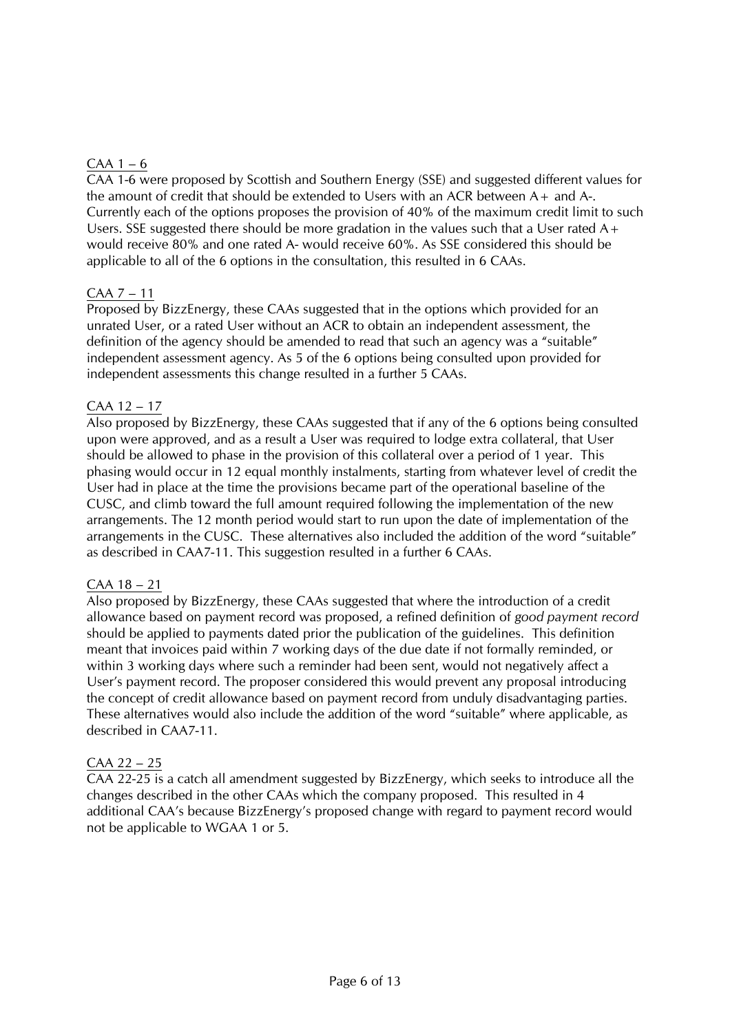<u>CAA 1 – 6</u>
CAA 1-6 were proposed by Scottish and Southern Energy (SSE) and suggested different values for the amount of credit that should be extended to Users with an ACR between A+ and A-. Currently each of the options proposes the provision of 40% of the maximum credit limit to such Users. SSE suggested there should be more gradation in the values such that a User rated A+ would receive 80% and one rated A- would receive 60%. As SSE considered this should be applicable to all of the 6 options in the consultation, this resulted in 6 CAAs.

<u>CAA 7 – 11</u>
Proposed by BizzEnergy, these CAAs suggested that in the options which provided for an unrated User, or a rated User without an ACR to obtain an independent assessment, the definition of the agency should be amended to read that such an agency was a "suitable" independent assessment agency. As 5 of the 6 options being consulted upon provided for independent assessments this change resulted in a further 5 CAAs.

<u>CAA 12 – 17</u>
Also proposed by BizzEnergy, these CAAs suggested that if any of the 6 options being consulted upon were approved, and as a result a User was required to lodge extra collateral, that User should be allowed to phase in the provision of this collateral over a period of 1 year. This phasing would occur in 12 equal monthly instalments, starting from whatever level of credit the User had in place at the time the provisions became part of the operational baseline of the CUSC, and climb toward the full amount required following the implementation of the new arrangements. The 12 month period would start to run upon the date of implementation of the arrangements in the CUSC. These alternatives also included the addition of the word "suitable" as described in CAA7-11. This suggestion resulted in a further 6 CAAs.

<u>CAA 18 – 21</u>
Also proposed by BizzEnergy, these CAAs suggested that where the introduction of a credit allowance based on payment record was proposed, a refined definition of *good payment record* should be applied to payments dated prior the publication of the guidelines. This definition meant that invoices paid within 7 working days of the due date if not formally reminded, or within 3 working days where such a reminder had been sent, would not negatively affect a User's payment record. The proposer considered this would prevent any proposal introducing the concept of credit allowance based on payment record from unduly disadvantaging parties. These alternatives would also include the addition of the word "suitable" where applicable, as described in CAA7-11.

<u>CAA 22 – 25</u>
CAA 22-25 is a catch all amendment suggested by BizzEnergy, which seeks to introduce all the changes described in the other CAAs which the company proposed. This resulted in 4 additional CAA's because BizzEnergy's proposed change with regard to payment record would not be applicable to WGAA 1 or 5.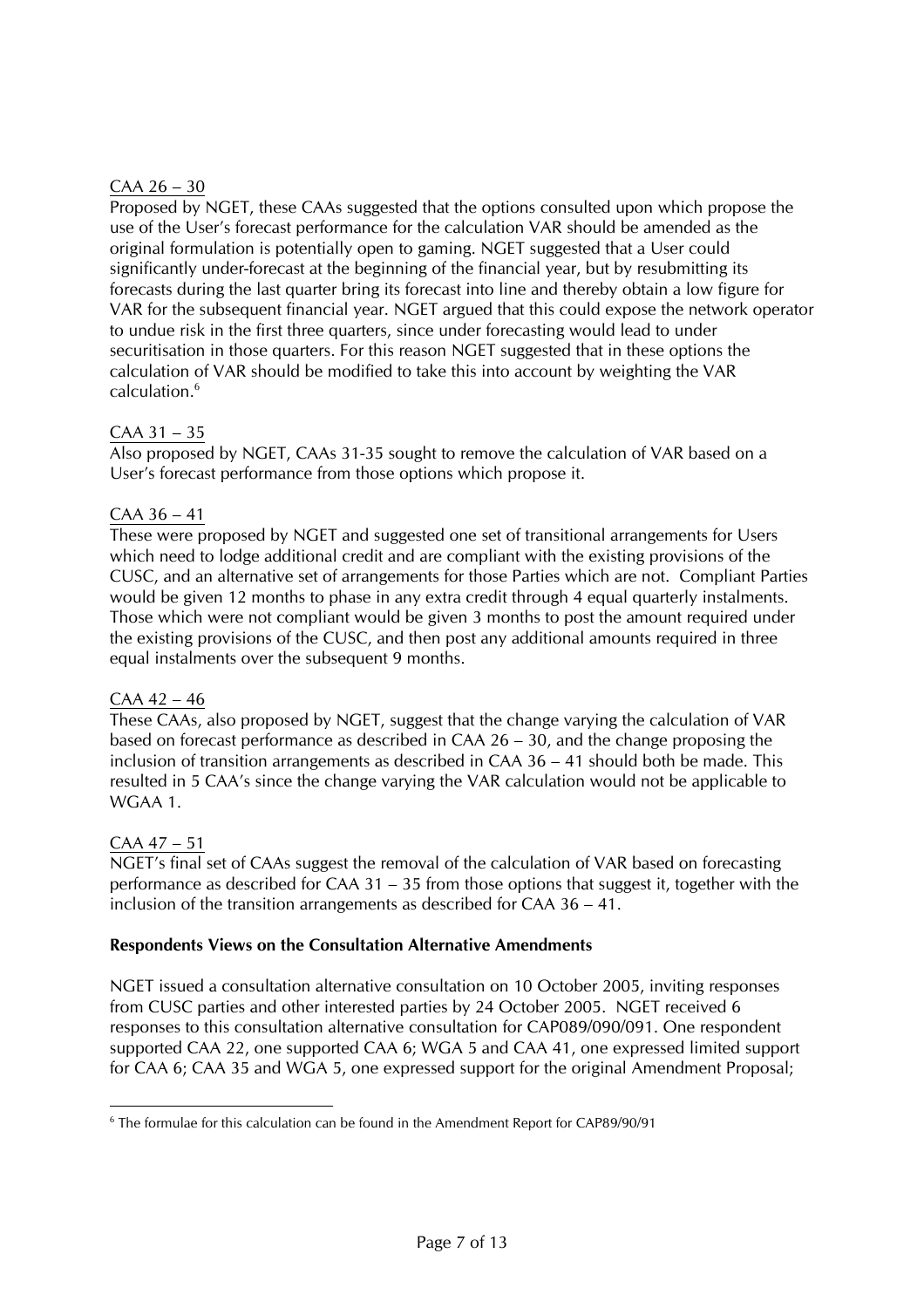CAA 26 – 30

Proposed by NGET, these CAAs suggested that the options consulted upon which propose the use of the User's forecast performance for the calculation VAR should be amended as the original formulation is potentially open to gaming. NGET suggested that a User could significantly under-forecast at the beginning of the financial year, but by resubmitting its forecasts during the last quarter bring its forecast into line and thereby obtain a low figure for VAR for the subsequent financial year. NGET argued that this could expose the network operator to undue risk in the first three quarters, since under forecasting would lead to under securitisation in those quarters. For this reason NGET suggested that in these options the calculation of VAR should be modified to take this into account by weighting the VAR calculation.[6]

CAA 31 – 35

Also proposed by NGET, CAAs 31-35 sought to remove the calculation of VAR based on a User's forecast performance from those options which propose it.

CAA 36 – 41

These were proposed by NGET and suggested one set of transitional arrangements for Users which need to lodge additional credit and are compliant with the existing provisions of the CUSC, and an alternative set of arrangements for those Parties which are not. Compliant Parties would be given 12 months to phase in any extra credit through 4 equal quarterly instalments. Those which were not compliant would be given 3 months to post the amount required under the existing provisions of the CUSC, and then post any additional amounts required in three equal instalments over the subsequent 9 months.

CAA 42 – 46

These CAAs, also proposed by NGET, suggest that the change varying the calculation of VAR based on forecast performance as described in CAA 26 – 30, and the change proposing the inclusion of transition arrangements as described in CAA 36 – 41 should both be made. This resulted in 5 CAA's since the change varying the VAR calculation would not be applicable to WGAA 1.

CAA 47 – 51

NGET's final set of CAAs suggest the removal of the calculation of VAR based on forecasting performance as described for CAA 31 – 35 from those options that suggest it, together with the inclusion of the transition arrangements as described for CAA 36 – 41.

**Respondents Views on the Consultation Alternative Amendments**

NGET issued a consultation alternative consultation on 10 October 2005, inviting responses from CUSC parties and other interested parties by 24 October 2005. NGET received 6 responses to this consultation alternative consultation for CAP089/090/091. One respondent supported CAA 22, one supported CAA 6; WGA 5 and CAA 41, one expressed limited support for CAA 6; CAA 35 and WGA 5, one expressed support for the original Amendment Proposal;

[6] The formulae for this calculation can be found in the Amendment Report for CAP89/90/91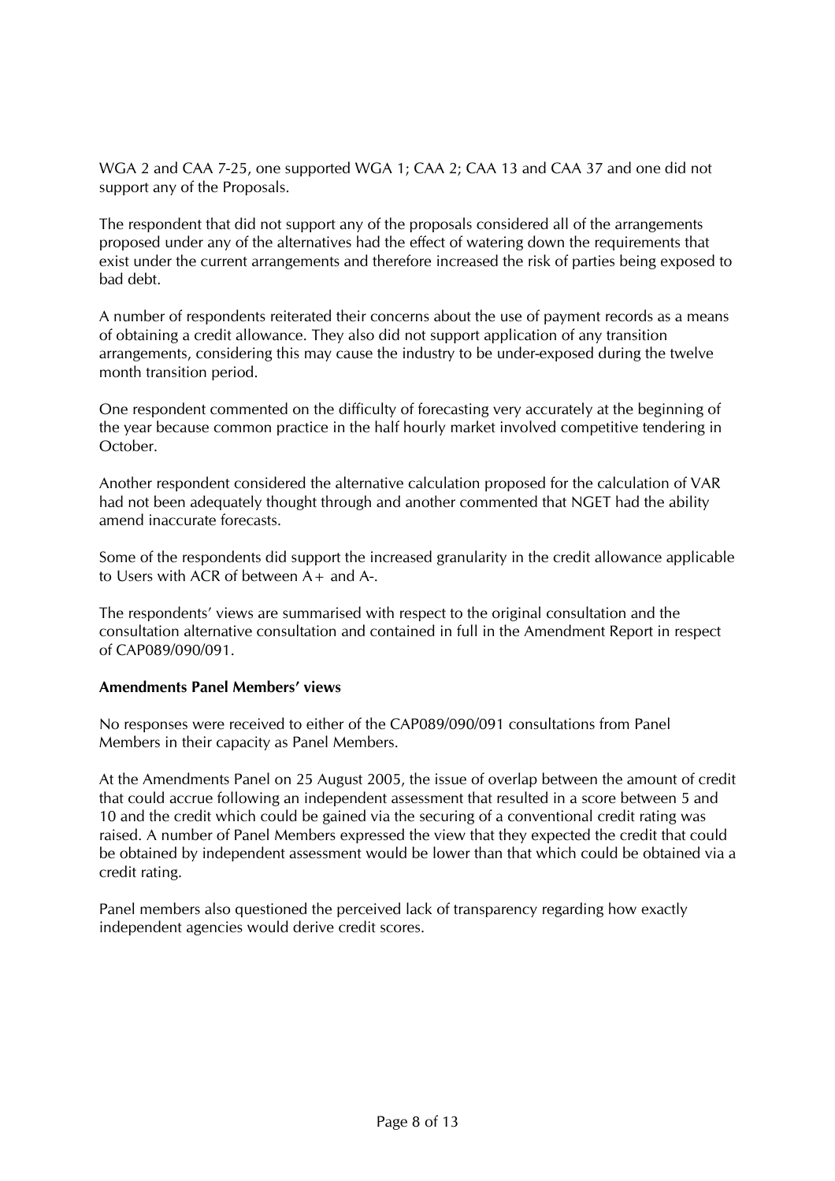WGA 2 and CAA 7-25, one supported WGA 1; CAA 2; CAA 13 and CAA 37 and one did not support any of the Proposals.

The respondent that did not support any of the proposals considered all of the arrangements proposed under any of the alternatives had the effect of watering down the requirements that exist under the current arrangements and therefore increased the risk of parties being exposed to bad debt.

A number of respondents reiterated their concerns about the use of payment records as a means of obtaining a credit allowance. They also did not support application of any transition arrangements, considering this may cause the industry to be under-exposed during the twelve month transition period.

One respondent commented on the difficulty of forecasting very accurately at the beginning of the year because common practice in the half hourly market involved competitive tendering in October.

Another respondent considered the alternative calculation proposed for the calculation of VAR had not been adequately thought through and another commented that NGET had the ability amend inaccurate forecasts.

Some of the respondents did support the increased granularity in the credit allowance applicable to Users with ACR of between A+ and A-.

The respondents' views are summarised with respect to the original consultation and the consultation alternative consultation and contained in full in the Amendment Report in respect of CAP089/090/091.

**Amendments Panel Members' views**

No responses were received to either of the CAP089/090/091 consultations from Panel Members in their capacity as Panel Members.

At the Amendments Panel on 25 August 2005, the issue of overlap between the amount of credit that could accrue following an independent assessment that resulted in a score between 5 and 10 and the credit which could be gained via the securing of a conventional credit rating was raised. A number of Panel Members expressed the view that they expected the credit that could be obtained by independent assessment would be lower than that which could be obtained via a credit rating.

Panel members also questioned the perceived lack of transparency regarding how exactly independent agencies would derive credit scores.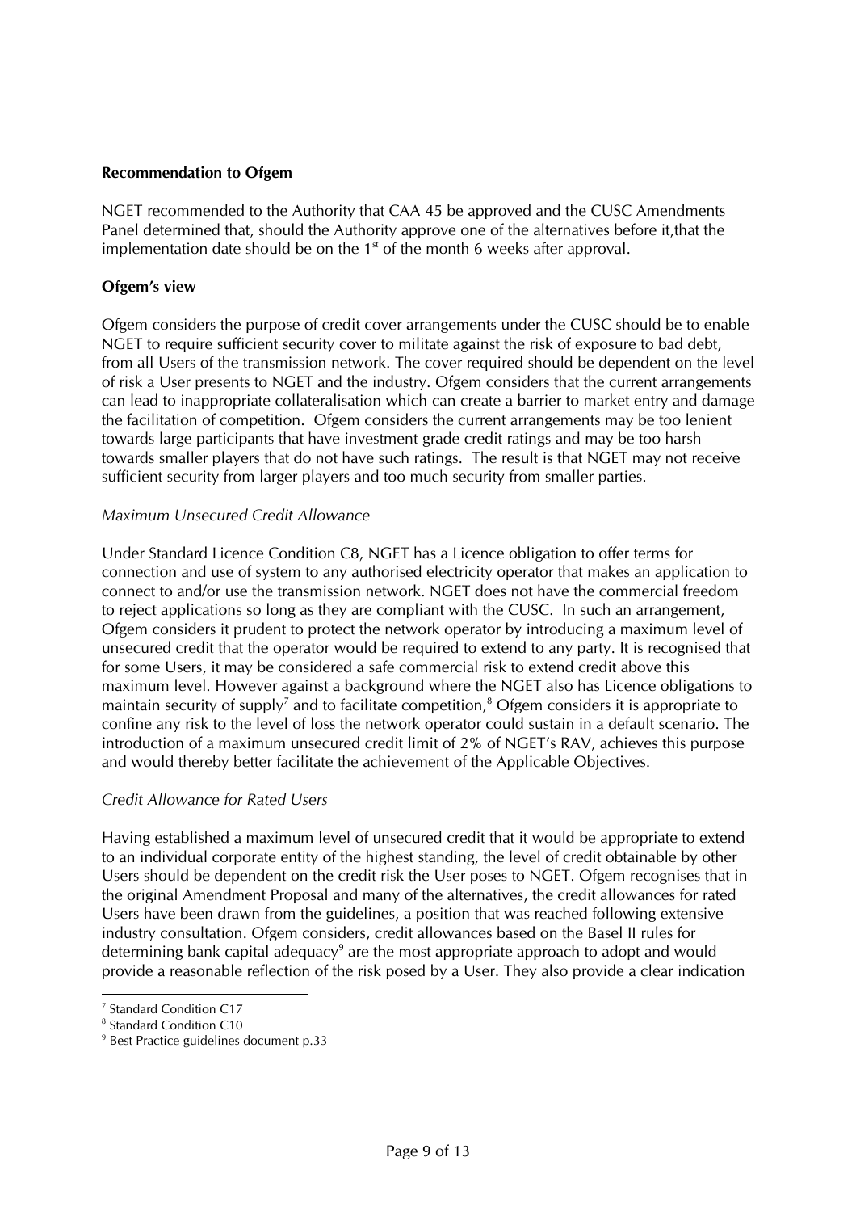**Recommendation to Ofgem**

NGET recommended to the Authority that CAA 45 be approved and the CUSC Amendments Panel determined that, should the Authority approve one of the alternatives before it,that the implementation date should be on the 1st of the month 6 weeks after approval.

**Ofgem's view**

Ofgem considers the purpose of credit cover arrangements under the CUSC should be to enable NGET to require sufficient security cover to militate against the risk of exposure to bad debt, from all Users of the transmission network. The cover required should be dependent on the level of risk a User presents to NGET and the industry. Ofgem considers that the current arrangements can lead to inappropriate collateralisation which can create a barrier to market entry and damage the facilitation of competition. Ofgem considers the current arrangements may be too lenient towards large participants that have investment grade credit ratings and may be too harsh towards smaller players that do not have such ratings. The result is that NGET may not receive sufficient security from larger players and too much security from smaller parties.

*Maximum Unsecured Credit Allowance*

Under Standard Licence Condition C8, NGET has a Licence obligation to offer terms for connection and use of system to any authorised electricity operator that makes an application to connect to and/or use the transmission network. NGET does not have the commercial freedom to reject applications so long as they are compliant with the CUSC. In such an arrangement, Ofgem considers it prudent to protect the network operator by introducing a maximum level of unsecured credit that the operator would be required to extend to any party. It is recognised that for some Users, it may be considered a safe commercial risk to extend credit above this maximum level. However against a background where the NGET also has Licence obligations to maintain security of supply[7] and to facilitate competition,[8] Ofgem considers it is appropriate to confine any risk to the level of loss the network operator could sustain in a default scenario. The introduction of a maximum unsecured credit limit of 2% of NGET's RAV, achieves this purpose and would thereby better facilitate the achievement of the Applicable Objectives.

*Credit Allowance for Rated Users*

Having established a maximum level of unsecured credit that it would be appropriate to extend to an individual corporate entity of the highest standing, the level of credit obtainable by other Users should be dependent on the credit risk the User poses to NGET. Ofgem recognises that in the original Amendment Proposal and many of the alternatives, the credit allowances for rated Users have been drawn from the guidelines, a position that was reached following extensive industry consultation. Ofgem considers, credit allowances based on the Basel II rules for determining bank capital adequacy[9] are the most appropriate approach to adopt and would provide a reasonable reflection of the risk posed by a User. They also provide a clear indication

---

[7] Standard Condition C17

[8] Standard Condition C10

[9] Best Practice guidelines document p.33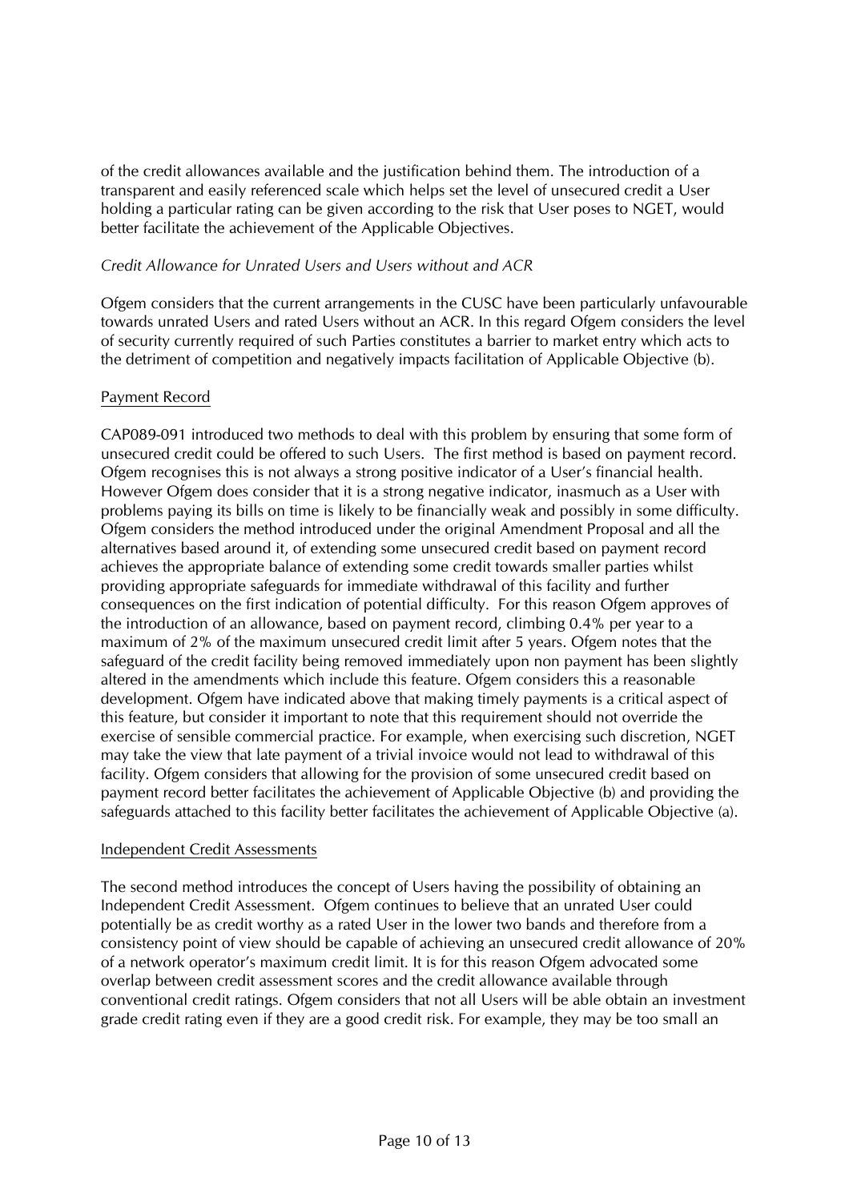of the credit allowances available and the justification behind them. The introduction of a transparent and easily referenced scale which helps set the level of unsecured credit a User holding a particular rating can be given according to the risk that User poses to NGET, would better facilitate the achievement of the Applicable Objectives.

*Credit Allowance for Unrated Users and Users without and ACR*

Ofgem considers that the current arrangements in the CUSC have been particularly unfavourable towards unrated Users and rated Users without an ACR. In this regard Ofgem considers the level of security currently required of such Parties constitutes a barrier to market entry which acts to the detriment of competition and negatively impacts facilitation of Applicable Objective (b).

<u>Payment Record</u>

CAP089-091 introduced two methods to deal with this problem by ensuring that some form of unsecured credit could be offered to such Users. The first method is based on payment record. Ofgem recognises this is not always a strong positive indicator of a User's financial health. However Ofgem does consider that it is a strong negative indicator, inasmuch as a User with problems paying its bills on time is likely to be financially weak and possibly in some difficulty. Ofgem considers the method introduced under the original Amendment Proposal and all the alternatives based around it, of extending some unsecured credit based on payment record achieves the appropriate balance of extending some credit towards smaller parties whilst providing appropriate safeguards for immediate withdrawal of this facility and further consequences on the first indication of potential difficulty. For this reason Ofgem approves of the introduction of an allowance, based on payment record, climbing 0.4% per year to a maximum of 2% of the maximum unsecured credit limit after 5 years. Ofgem notes that the safeguard of the credit facility being removed immediately upon non payment has been slightly altered in the amendments which include this feature. Ofgem considers this a reasonable development. Ofgem have indicated above that making timely payments is a critical aspect of this feature, but consider it important to note that this requirement should not override the exercise of sensible commercial practice. For example, when exercising such discretion, NGET may take the view that late payment of a trivial invoice would not lead to withdrawal of this facility. Ofgem considers that allowing for the provision of some unsecured credit based on payment record better facilitates the achievement of Applicable Objective (b) and providing the safeguards attached to this facility better facilitates the achievement of Applicable Objective (a).

<u>Independent Credit Assessments</u>

The second method introduces the concept of Users having the possibility of obtaining an Independent Credit Assessment. Ofgem continues to believe that an unrated User could potentially be as credit worthy as a rated User in the lower two bands and therefore from a consistency point of view should be capable of achieving an unsecured credit allowance of 20% of a network operator's maximum credit limit. It is for this reason Ofgem advocated some overlap between credit assessment scores and the credit allowance available through conventional credit ratings. Ofgem considers that not all Users will be able obtain an investment grade credit rating even if they are a good credit risk. For example, they may be too small an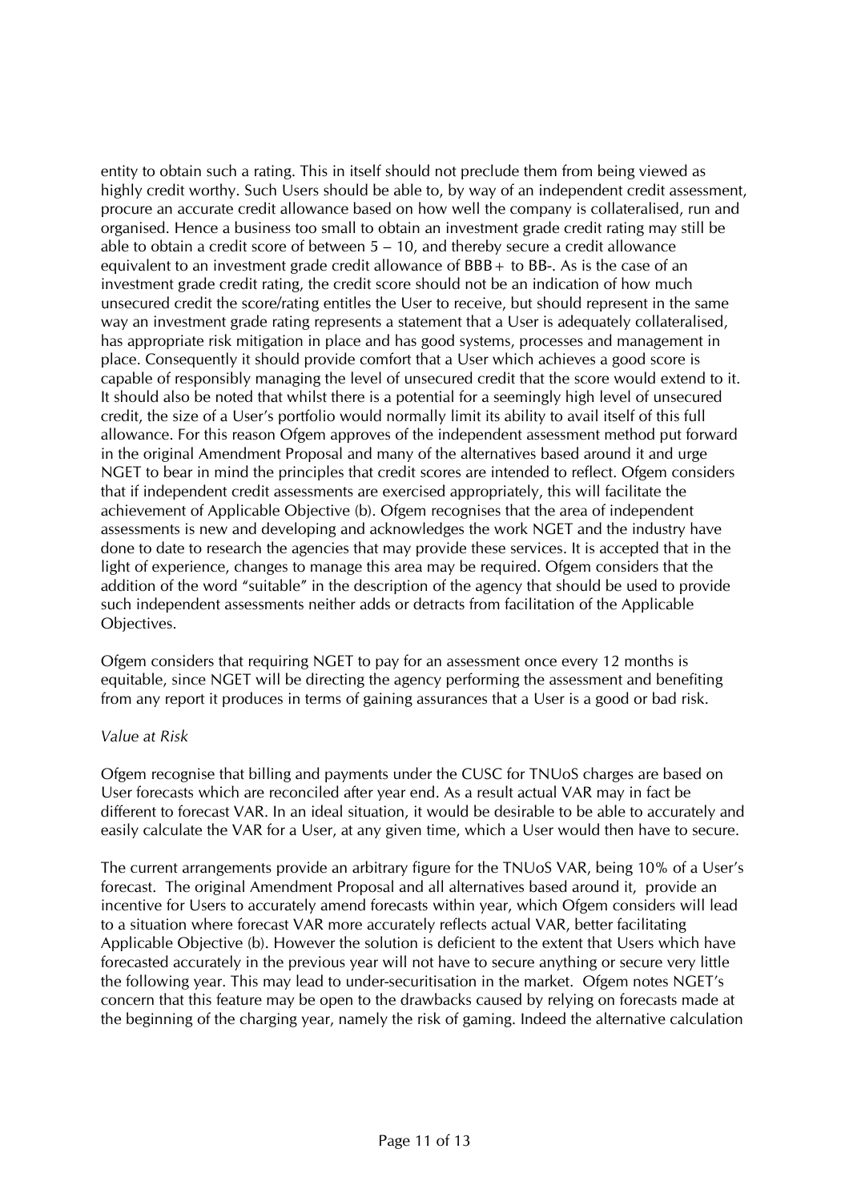entity to obtain such a rating. This in itself should not preclude them from being viewed as highly credit worthy. Such Users should be able to, by way of an independent credit assessment, procure an accurate credit allowance based on how well the company is collateralised, run and organised. Hence a business too small to obtain an investment grade credit rating may still be able to obtain a credit score of between 5 – 10, and thereby secure a credit allowance equivalent to an investment grade credit allowance of BBB+ to BB-. As is the case of an investment grade credit rating, the credit score should not be an indication of how much unsecured credit the score/rating entitles the User to receive, but should represent in the same way an investment grade rating represents a statement that a User is adequately collateralised, has appropriate risk mitigation in place and has good systems, processes and management in place. Consequently it should provide comfort that a User which achieves a good score is capable of responsibly managing the level of unsecured credit that the score would extend to it. It should also be noted that whilst there is a potential for a seemingly high level of unsecured credit, the size of a User's portfolio would normally limit its ability to avail itself of this full allowance. For this reason Ofgem approves of the independent assessment method put forward in the original Amendment Proposal and many of the alternatives based around it and urge NGET to bear in mind the principles that credit scores are intended to reflect. Ofgem considers that if independent credit assessments are exercised appropriately, this will facilitate the achievement of Applicable Objective (b). Ofgem recognises that the area of independent assessments is new and developing and acknowledges the work NGET and the industry have done to date to research the agencies that may provide these services. It is accepted that in the light of experience, changes to manage this area may be required. Ofgem considers that the addition of the word "suitable" in the description of the agency that should be used to provide such independent assessments neither adds or detracts from facilitation of the Applicable Objectives.

Ofgem considers that requiring NGET to pay for an assessment once every 12 months is equitable, since NGET will be directing the agency performing the assessment and benefiting from any report it produces in terms of gaining assurances that a User is a good or bad risk.

*Value at Risk*

Ofgem recognise that billing and payments under the CUSC for TNUoS charges are based on User forecasts which are reconciled after year end. As a result actual VAR may in fact be different to forecast VAR. In an ideal situation, it would be desirable to be able to accurately and easily calculate the VAR for a User, at any given time, which a User would then have to secure.

The current arrangements provide an arbitrary figure for the TNUoS VAR, being 10% of a User's forecast. The original Amendment Proposal and all alternatives based around it, provide an incentive for Users to accurately amend forecasts within year, which Ofgem considers will lead to a situation where forecast VAR more accurately reflects actual VAR, better facilitating Applicable Objective (b). However the solution is deficient to the extent that Users which have forecasted accurately in the previous year will not have to secure anything or secure very little the following year. This may lead to under-securitisation in the market. Ofgem notes NGET's concern that this feature may be open to the drawbacks caused by relying on forecasts made at the beginning of the charging year, namely the risk of gaming. Indeed the alternative calculation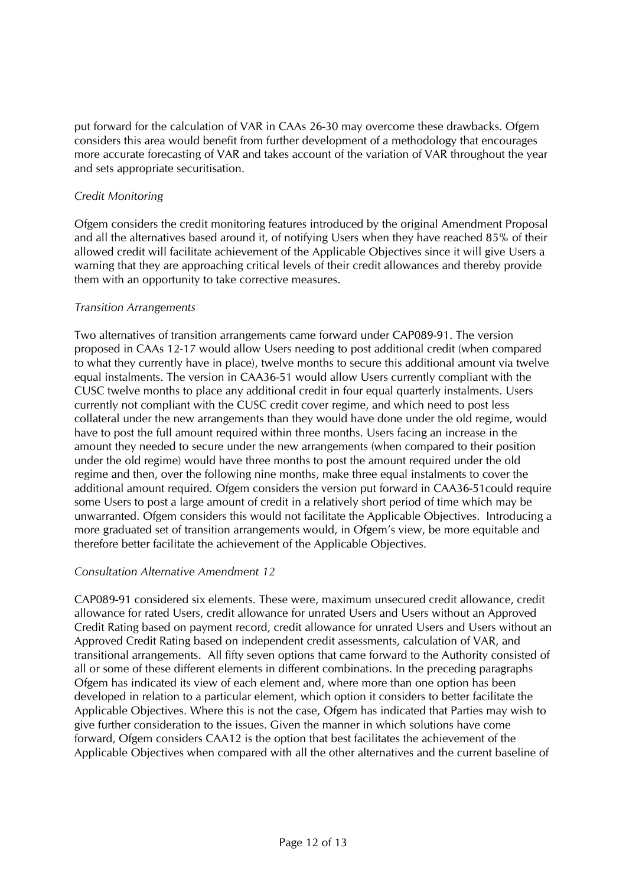put forward for the calculation of VAR in CAAs 26-30 may overcome these drawbacks. Ofgem considers this area would benefit from further development of a methodology that encourages more accurate forecasting of VAR and takes account of the variation of VAR throughout the year and sets appropriate securitisation.

*Credit Monitoring*

Ofgem considers the credit monitoring features introduced by the original Amendment Proposal and all the alternatives based around it, of notifying Users when they have reached 85% of their allowed credit will facilitate achievement of the Applicable Objectives since it will give Users a warning that they are approaching critical levels of their credit allowances and thereby provide them with an opportunity to take corrective measures.

*Transition Arrangements*

Two alternatives of transition arrangements came forward under CAP089-91. The version proposed in CAAs 12-17 would allow Users needing to post additional credit (when compared to what they currently have in place), twelve months to secure this additional amount via twelve equal instalments. The version in CAA36-51 would allow Users currently compliant with the CUSC twelve months to place any additional credit in four equal quarterly instalments. Users currently not compliant with the CUSC credit cover regime, and which need to post less collateral under the new arrangements than they would have done under the old regime, would have to post the full amount required within three months. Users facing an increase in the amount they needed to secure under the new arrangements (when compared to their position under the old regime) would have three months to post the amount required under the old regime and then, over the following nine months, make three equal instalments to cover the additional amount required. Ofgem considers the version put forward in CAA36-51could require some Users to post a large amount of credit in a relatively short period of time which may be unwarranted. Ofgem considers this would not facilitate the Applicable Objectives. Introducing a more graduated set of transition arrangements would, in Ofgem's view, be more equitable and therefore better facilitate the achievement of the Applicable Objectives.

*Consultation Alternative Amendment 12*

CAP089-91 considered six elements. These were, maximum unsecured credit allowance, credit allowance for rated Users, credit allowance for unrated Users and Users without an Approved Credit Rating based on payment record, credit allowance for unrated Users and Users without an Approved Credit Rating based on independent credit assessments, calculation of VAR, and transitional arrangements. All fifty seven options that came forward to the Authority consisted of all or some of these different elements in different combinations. In the preceding paragraphs Ofgem has indicated its view of each element and, where more than one option has been developed in relation to a particular element, which option it considers to better facilitate the Applicable Objectives. Where this is not the case, Ofgem has indicated that Parties may wish to give further consideration to the issues. Given the manner in which solutions have come forward, Ofgem considers CAA12 is the option that best facilitates the achievement of the Applicable Objectives when compared with all the other alternatives and the current baseline of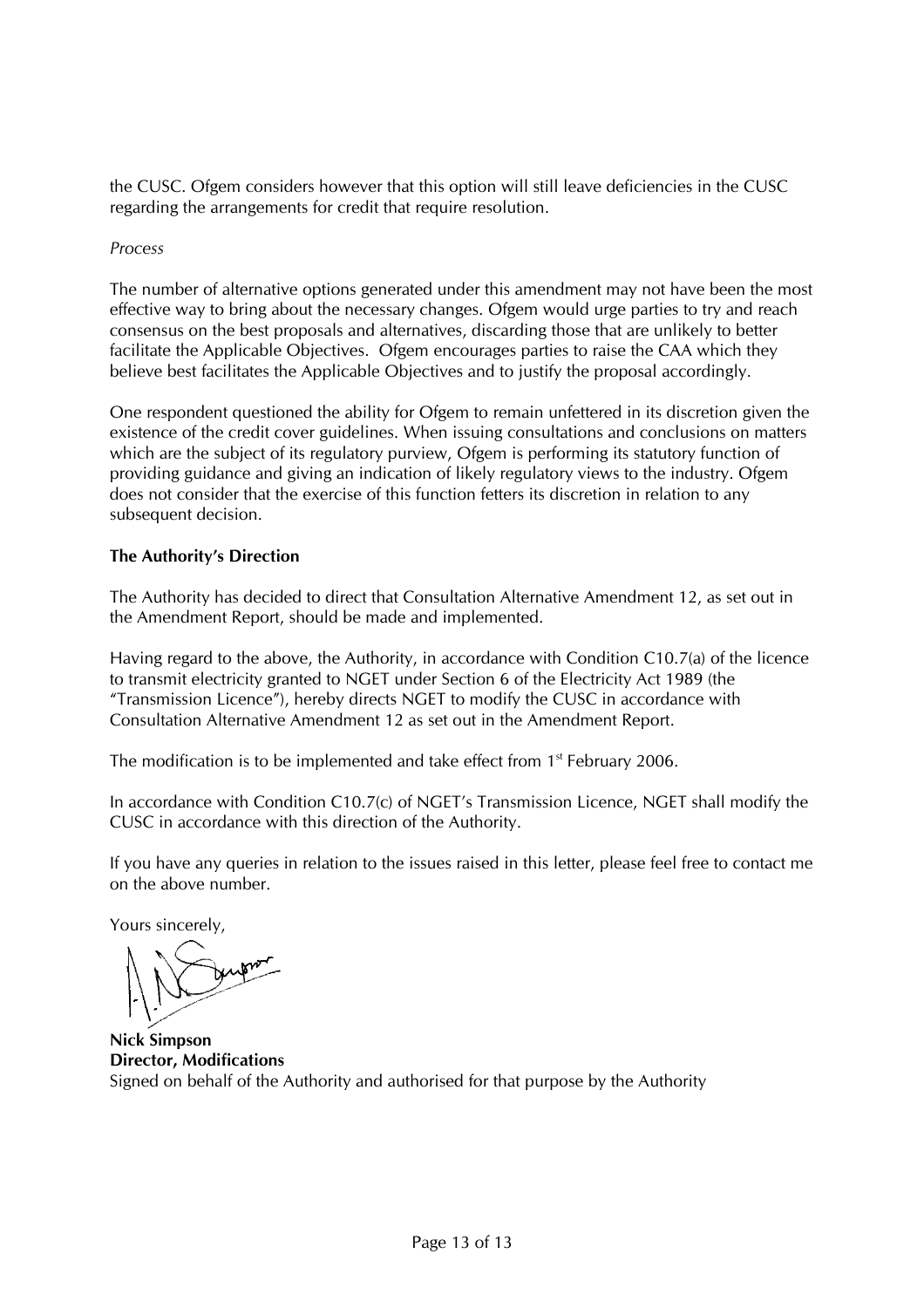the CUSC. Ofgem considers however that this option will still leave deficiencies in the CUSC regarding the arrangements for credit that require resolution.

*Process*

The number of alternative options generated under this amendment may not have been the most effective way to bring about the necessary changes. Ofgem would urge parties to try and reach consensus on the best proposals and alternatives, discarding those that are unlikely to better facilitate the Applicable Objectives. Ofgem encourages parties to raise the CAA which they believe best facilitates the Applicable Objectives and to justify the proposal accordingly.

One respondent questioned the ability for Ofgem to remain unfettered in its discretion given the existence of the credit cover guidelines. When issuing consultations and conclusions on matters which are the subject of its regulatory purview, Ofgem is performing its statutory function of providing guidance and giving an indication of likely regulatory views to the industry. Ofgem does not consider that the exercise of this function fetters its discretion in relation to any subsequent decision.

**The Authority's Direction**

The Authority has decided to direct that Consultation Alternative Amendment 12, as set out in the Amendment Report, should be made and implemented.

Having regard to the above, the Authority, in accordance with Condition C10.7(a) of the licence to transmit electricity granted to NGET under Section 6 of the Electricity Act 1989 (the "Transmission Licence"), hereby directs NGET to modify the CUSC in accordance with Consultation Alternative Amendment 12 as set out in the Amendment Report.

The modification is to be implemented and take effect from 1st February 2006.

In accordance with Condition C10.7(c) of NGET's Transmission Licence, NGET shall modify the CUSC in accordance with this direction of the Authority.

If you have any queries in relation to the issues raised in this letter, please feel free to contact me on the above number.

Yours sincerely,

**Nick Simpson**
**Director, Modifications**
Signed on behalf of the Authority and authorised for that purpose by the Authority